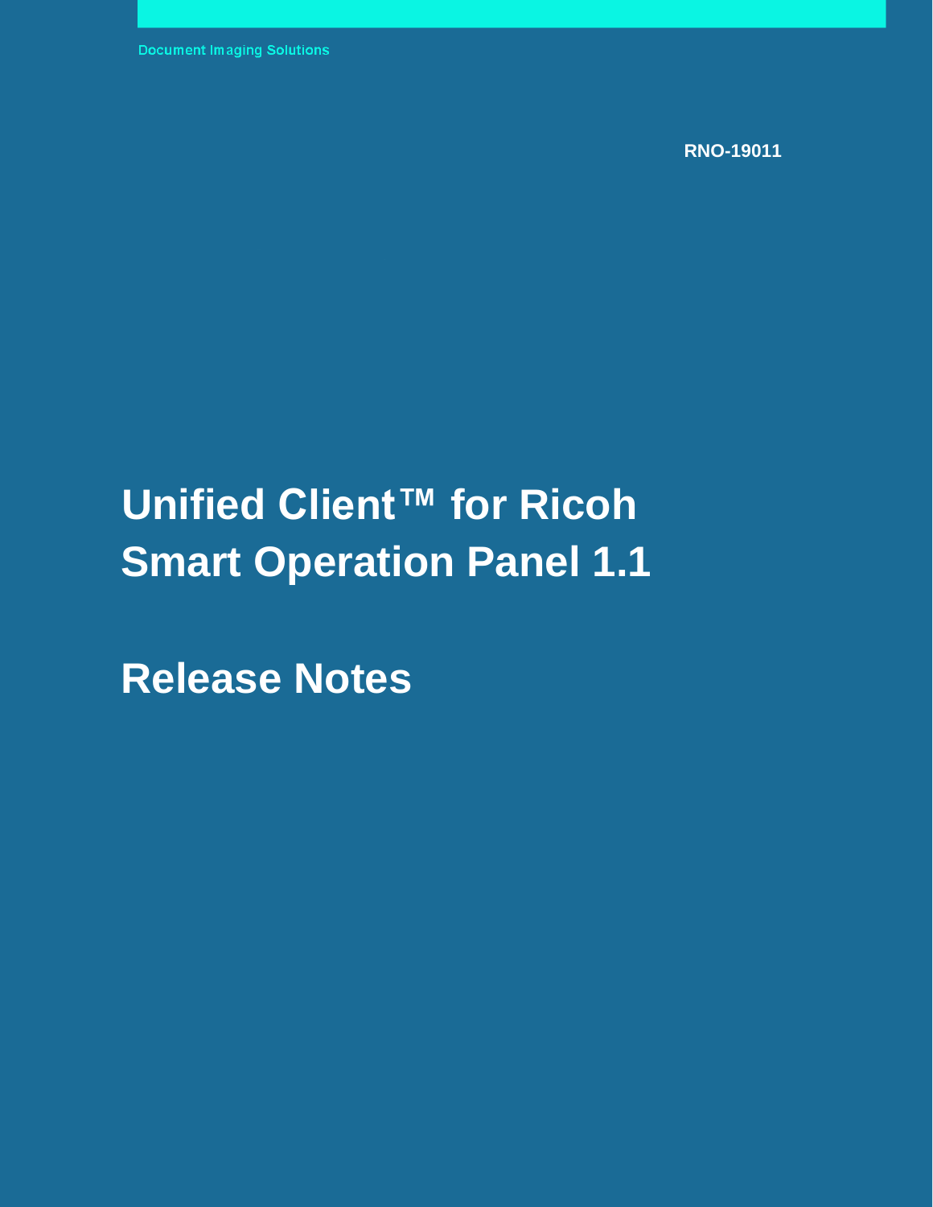Document Imaging Solutions

RNO-19011

# Unified Client™ for Ricoh Smart Operation Panel 1.1

# Release Notes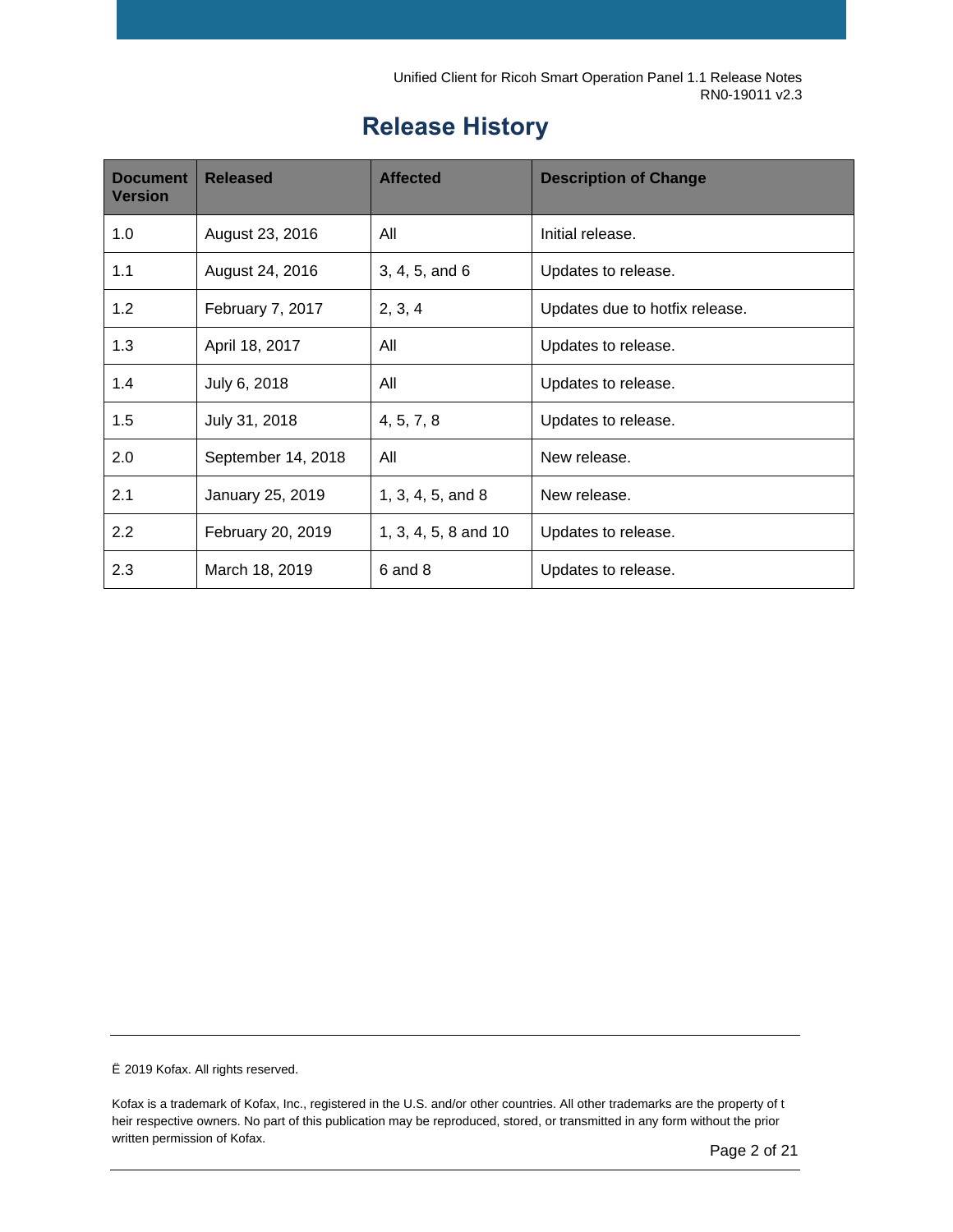# Release History

| Document Version | Released | Affected | Description of Change |
|---|---|---|---|
| 1.0 | August 23, 2016 | All | Initial release. |
| 1.1 | August 24, 2016 | 3, 4, 5, and 6 | Updates to release. |
| 1.2 | February 7, 2017 | 2, 3, 4 | Updates due to hotfix release. |
| 1.3 | April 18, 2017 | All | Updates to release. |
| 1.4 | July 6, 2018 | All | Updates to release. |
| 1.5 | July 31, 2018 | 4, 5, 7, 8 | Updates to release. |
| 2.0 | September 14, 2018 | All | New release. |
| 2.1 | January 25, 2019 | 1, 3, 4, 5, and 8 | New release. |
| 2.2 | February 20, 2019 | 1, 3, 4, 5, 8 and 10 | Updates to release. |
| 2.3 | March 18, 2019 | 6 and 8 | Updates to release. |

Ë 2019 Kofax. All rights reserved.

Kofax is a trademark of Kofax, Inc., registered in the U.S. and/or other countries. All other trademarks are the property of t heir respective owners. No part of this publication may be reproduced, stored, or transmitted in any form without the prior written permission of Kofax.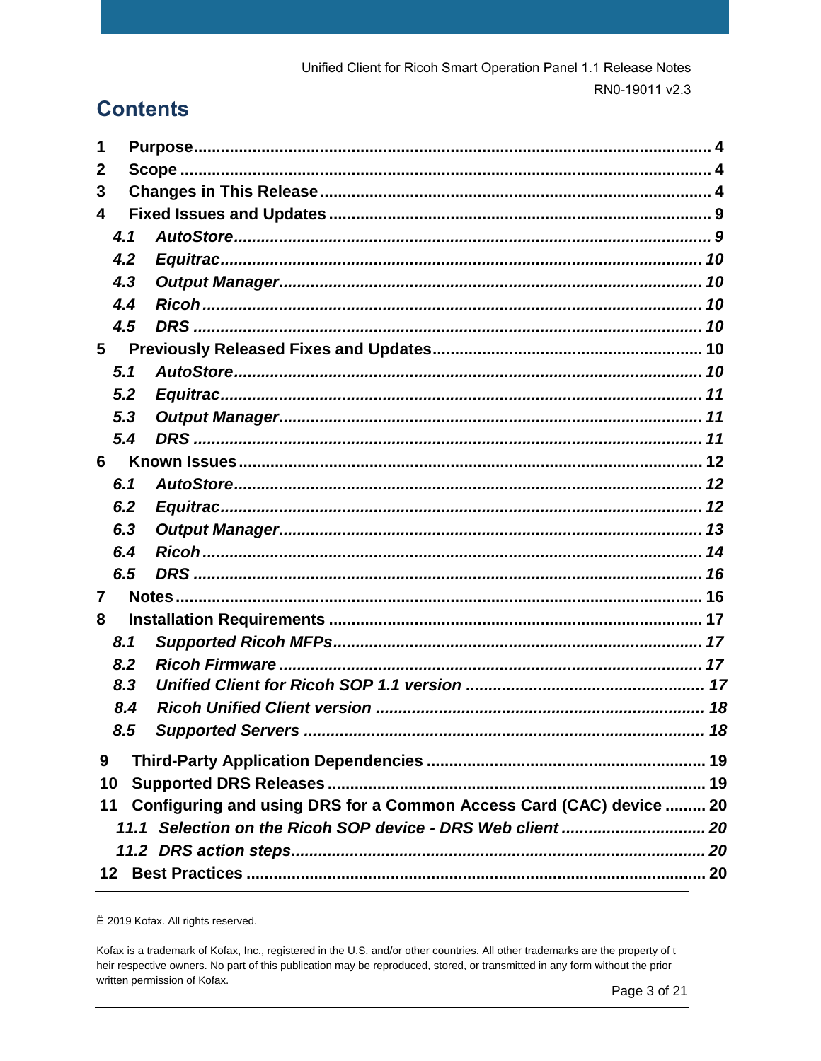# Contents

1 Purpose ........ 4
2 Scope ........ 4
3 Changes in This Release ........ 4
4 Fixed Issues and Updates ........ 9
  *4.1 AutoStore ........ 9*
  *4.2 Equitrac ........ 10*
  *4.3 Output Manager ........ 10*
  *4.4 Ricoh ........ 10*
  *4.5 DRS ........ 10*
5 Previously Released Fixes and Updates ........ 10
  *5.1 AutoStore ........ 10*
  *5.2 Equitrac ........ 11*
  *5.3 Output Manager ........ 11*
  *5.4 DRS ........ 11*
6 Known Issues ........ 12
  *6.1 AutoStore ........ 12*
  *6.2 Equitrac ........ 12*
  *6.3 Output Manager ........ 13*
  *6.4 Ricoh ........ 14*
  *6.5 DRS ........ 16*
7 Notes ........ 16
8 Installation Requirements ........ 17
  *8.1 Supported Ricoh MFPs ........ 17*
  *8.2 Ricoh Firmware ........ 17*
  *8.3 Unified Client for Ricoh SOP 1.1 version ........ 17*
  *8.4 Ricoh Unified Client version ........ 18*
  *8.5 Supported Servers ........ 18*
9 Third-Party Application Dependencies ........ 19
10 Supported DRS Releases ........ 19
11 Configuring and using DRS for a Common Access Card (CAC) device ........ 20
  *11.1 Selection on the Ricoh SOP device - DRS Web client ........ 20*
  *11.2 DRS action steps ........ 20*
12 Best Practices ........ 20

Ë 2019 Kofax. All rights reserved.

Kofax is a trademark of Kofax, Inc., registered in the U.S. and/or other countries. All other trademarks are the property of their respective owners. No part of this publication may be reproduced, stored, or transmitted in any form without the prior written permission of Kofax.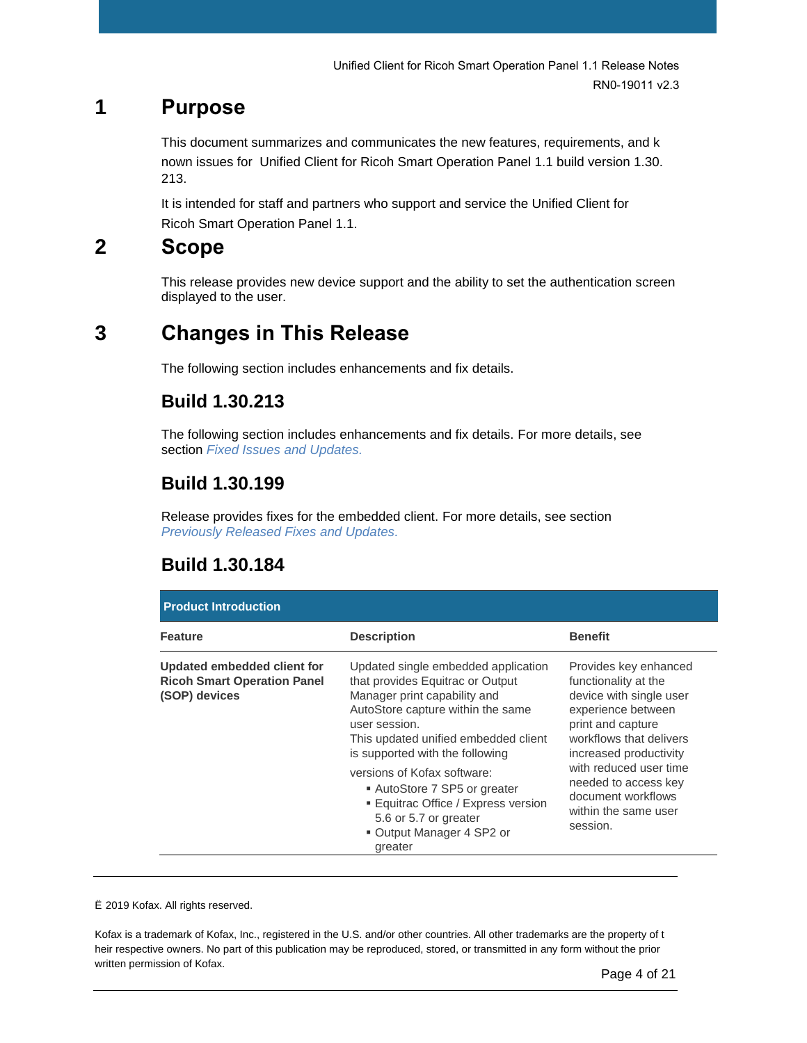# 1 Purpose

This document summarizes and communicates the new features, requirements, and known issues for Unified Client for Ricoh Smart Operation Panel 1.1 build version 1.30.213.

It is intended for staff and partners who support and service the Unified Client for Ricoh Smart Operation Panel 1.1.

# 2 Scope

This release provides new device support and the ability to set the authentication screen displayed to the user.

# 3 Changes in This Release

The following section includes enhancements and fix details.

## Build 1.30.213

The following section includes enhancements and fix details. For more details, see section *Fixed Issues and Updates.*

## Build 1.30.199

Release provides fixes for the embedded client. For more details, see section *Previously Released Fixes and Updates.*

## Build 1.30.184

| **Product Introduction** | | |
|---|---|---|
| **Feature** | **Description** | **Benefit** |
| **Updated embedded client for Ricoh Smart Operation Panel (SOP) devices** | Updated single embedded application that provides Equitrac or Output Manager print capability and AutoStore capture within the same user session.<br>This updated unified embedded client is supported with the following versions of Kofax software:<br>▪ AutoStore 7 SP5 or greater<br>▪ Equitrac Office / Express version 5.6 or 5.7 or greater<br>▪ Output Manager 4 SP2 or greater | Provides key enhanced functionality at the device with single user experience between print and capture workflows that delivers increased productivity with reduced user time needed to access key document workflows within the same user session. |

Ë 2019 Kofax. All rights reserved.

Kofax is a trademark of Kofax, Inc., registered in the U.S. and/or other countries. All other trademarks are the property of their respective owners. No part of this publication may be reproduced, stored, or transmitted in any form without the prior written permission of Kofax.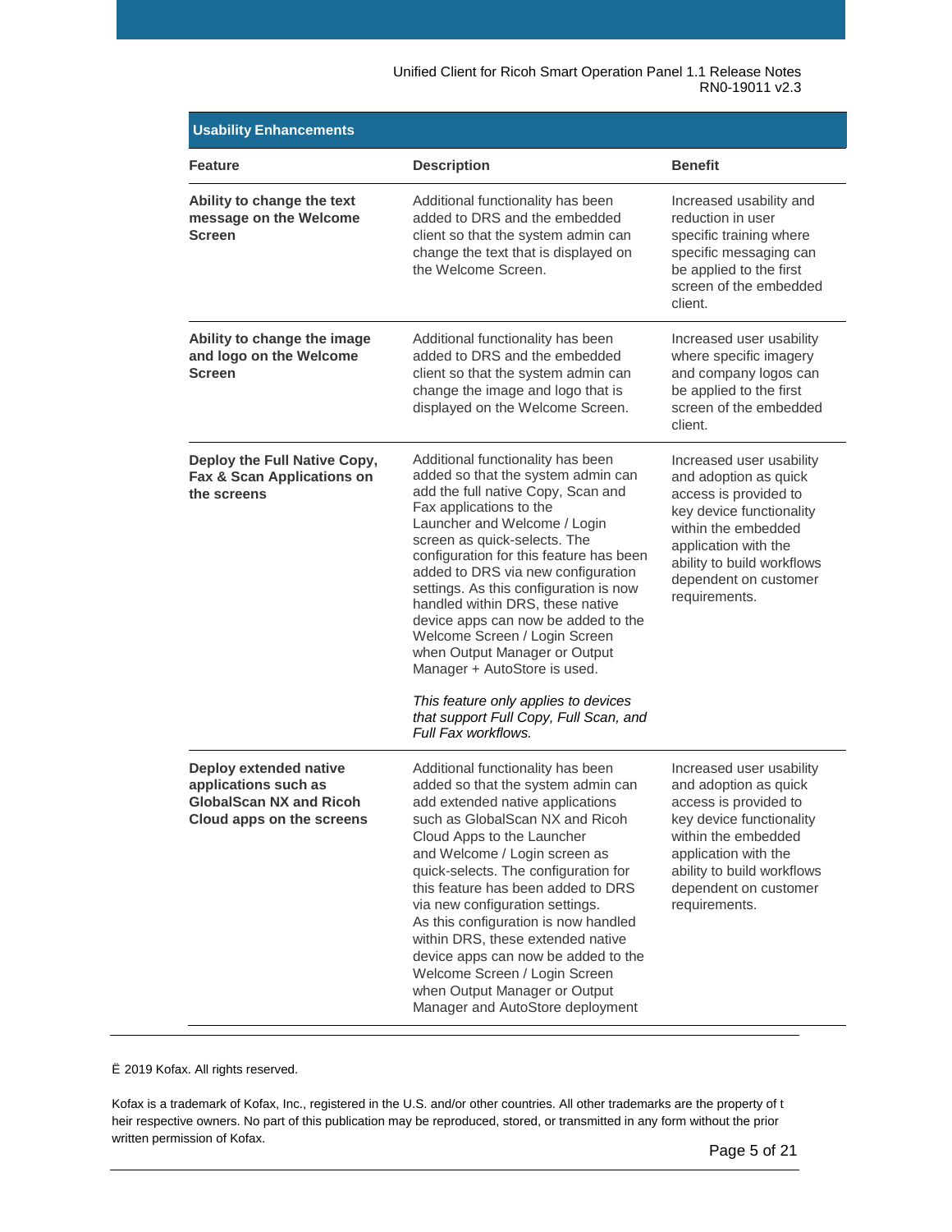| Usability Enhancements | | |
|---|---|---|
| **Feature** | **Description** | **Benefit** |
| **Ability to change the text message on the Welcome Screen** | Additional functionality has been added to DRS and the embedded client so that the system admin can change the text that is displayed on the Welcome Screen. | Increased usability and reduction in user specific training where specific messaging can be applied to the first screen of the embedded client. |
| **Ability to change the image and logo on the Welcome Screen** | Additional functionality has been added to DRS and the embedded client so that the system admin can change the image and logo that is displayed on the Welcome Screen. | Increased user usability where specific imagery and company logos can be applied to the first screen of the embedded client. |
| **Deploy the Full Native Copy, Fax & Scan Applications on the screens** | Additional functionality has been added so that the system admin can add the full native Copy, Scan and Fax applications to the Launcher and Welcome / Login screen as quick-selects. The configuration for this feature has been added to DRS via new configuration settings. As this configuration is now handled within DRS, these native device apps can now be added to the Welcome Screen / Login Screen when Output Manager or Output Manager + AutoStore is used.<br><br>*This feature only applies to devices that support Full Copy, Full Scan, and Full Fax workflows.* | Increased user usability and adoption as quick access is provided to key device functionality within the embedded application with the ability to build workflows dependent on customer requirements. |
| **Deploy extended native applications such as GlobalScan NX and Ricoh Cloud apps on the screens** | Additional functionality has been added so that the system admin can add extended native applications such as GlobalScan NX and Ricoh Cloud Apps to the Launcher and Welcome / Login screen as quick-selects. The configuration for this feature has been added to DRS via new configuration settings. As this configuration is now handled within DRS, these extended native device apps can now be added to the Welcome Screen / Login Screen when Output Manager or Output Manager and AutoStore deployment | Increased user usability and adoption as quick access is provided to key device functionality within the embedded application with the ability to build workflows dependent on customer requirements. |

Ë 2019 Kofax. All rights reserved.

Kofax is a trademark of Kofax, Inc., registered in the U.S. and/or other countries. All other trademarks are the property of t heir respective owners. No part of this publication may be reproduced, stored, or transmitted in any form without the prior written permission of Kofax.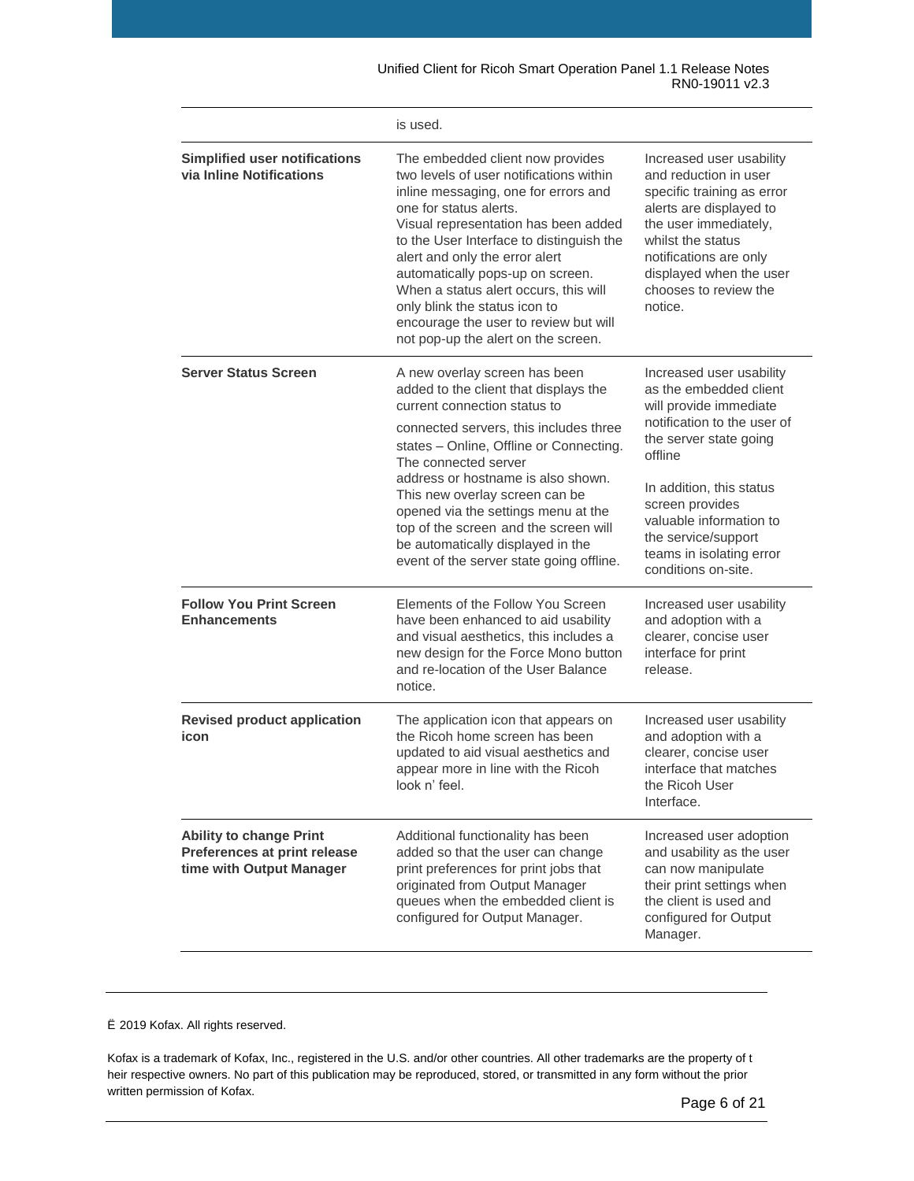| | | |
|---|---|---|
| | is used. | |
| **Simplified user notifications via Inline Notifications** | The embedded client now provides two levels of user notifications within inline messaging, one for errors and one for status alerts. Visual representation has been added to the User Interface to distinguish the alert and only the error alert automatically pops-up on screen. When a status alert occurs, this will only blink the status icon to encourage the user to review but will not pop-up the alert on the screen. | Increased user usability and reduction in user specific training as error alerts are displayed to the user immediately, whilst the status notifications are only displayed when the user chooses to review the notice. |
| **Server Status Screen** | A new overlay screen has been added to the client that displays the current connection status to connected servers, this includes three states – Online, Offline or Connecting. The connected server address or hostname is also shown. This new overlay screen can be opened via the settings menu at the top of the screen and the screen will be automatically displayed in the event of the server state going offline. | Increased user usability as the embedded client will provide immediate notification to the user of the server state going offline<br><br>In addition, this status screen provides valuable information to the service/support teams in isolating error conditions on-site. |
| **Follow You Print Screen Enhancements** | Elements of the Follow You Screen have been enhanced to aid usability and visual aesthetics, this includes a new design for the Force Mono button and re-location of the User Balance notice. | Increased user usability and adoption with a clearer, concise user interface for print release. |
| **Revised product application icon** | The application icon that appears on the Ricoh home screen has been updated to aid visual aesthetics and appear more in line with the Ricoh look n' feel. | Increased user usability and adoption with a clearer, concise user interface that matches the Ricoh User Interface. |
| **Ability to change Print Preferences at print release time with Output Manager** | Additional functionality has been added so that the user can change print preferences for print jobs that originated from Output Manager queues when the embedded client is configured for Output Manager. | Increased user adoption and usability as the user can now manipulate their print settings when the client is used and configured for Output Manager. |

© 2019 Kofax. All rights reserved.

Kofax is a trademark of Kofax, Inc., registered in the U.S. and/or other countries. All other trademarks are the property of their respective owners. No part of this publication may be reproduced, stored, or transmitted in any form without the prior written permission of Kofax.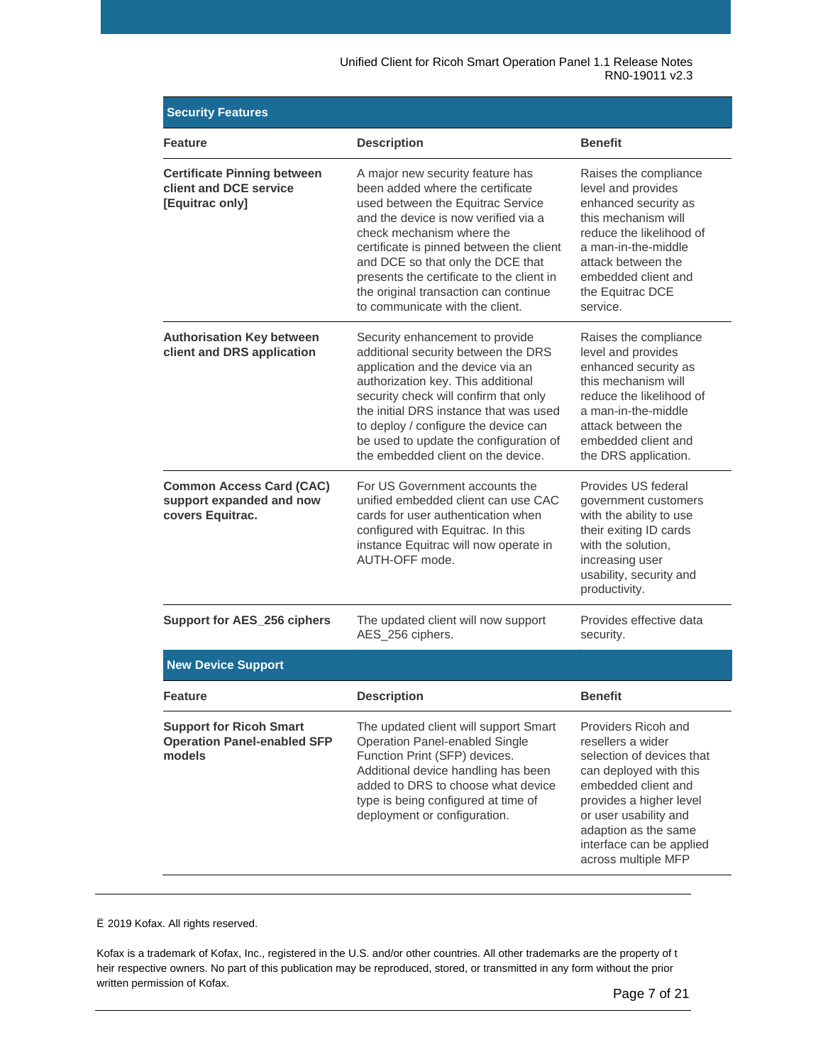| Security Features | | |
|---|---|---|
| **Feature** | **Description** | **Benefit** |
| **Certificate Pinning between client and DCE service [Equitrac only]** | A major new security feature has been added where the certificate used between the Equitrac Service and the device is now verified via a check mechanism where the certificate is pinned between the client and DCE so that only the DCE that presents the certificate to the client in the original transaction can continue to communicate with the client. | Raises the compliance level and provides enhanced security as this mechanism will reduce the likelihood of a man-in-the-middle attack between the embedded client and the Equitrac DCE service. |
| **Authorisation Key between client and DRS application** | Security enhancement to provide additional security between the DRS application and the device via an authorization key. This additional security check will confirm that only the initial DRS instance that was used to deploy / configure the device can be used to update the configuration of the embedded client on the device. | Raises the compliance level and provides enhanced security as this mechanism will reduce the likelihood of a man-in-the-middle attack between the embedded client and the DRS application. |
| **Common Access Card (CAC) support expanded and now covers Equitrac.** | For US Government accounts the unified embedded client can use CAC cards for user authentication when configured with Equitrac. In this instance Equitrac will now operate in AUTH-OFF mode. | Provides US federal government customers with the ability to use their exiting ID cards with the solution, increasing user usability, security and productivity. |
| **Support for AES_256 ciphers** | The updated client will now support AES_256 ciphers. | Provides effective data security. |

| New Device Support | | |
|---|---|---|
| **Feature** | **Description** | **Benefit** |
| **Support for Ricoh Smart Operation Panel-enabled SFP models** | The updated client will support Smart Operation Panel-enabled Single Function Print (SFP) devices. Additional device handling has been added to DRS to choose what device type is being configured at time of deployment or configuration. | Providers Ricoh and resellers a wider selection of devices that can deployed with this embedded client and provides a higher level or user usability and adaption as the same interface can be applied across multiple MFP |

Ë 2019 Kofax. All rights reserved.

Kofax is a trademark of Kofax, Inc., registered in the U.S. and/or other countries. All other trademarks are the property of t heir respective owners. No part of this publication may be reproduced, stored, or transmitted in any form without the prior written permission of Kofax.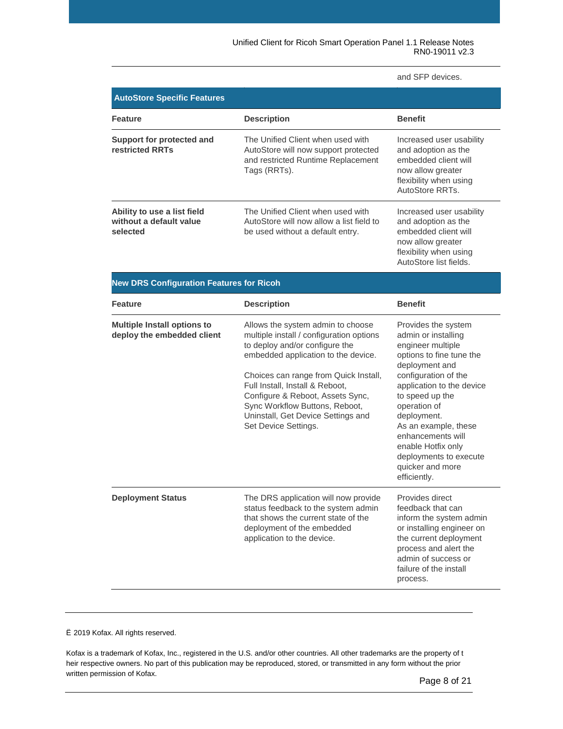and SFP devices.

**AutoStore Specific Features**

| Feature | Description | Benefit |
|---|---|---|
| **Support for protected and restricted RRTs** | The Unified Client when used with AutoStore will now support protected and restricted Runtime Replacement Tags (RRTs). | Increased user usability and adoption as the embedded client will now allow greater flexibility when using AutoStore RRTs. |
| **Ability to use a list field without a default value selected** | The Unified Client when used with AutoStore will now allow a list field to be used without a default entry. | Increased user usability and adoption as the embedded client will now allow greater flexibility when using AutoStore list fields. |

**New DRS Configuration Features for Ricoh**

| Feature | Description | Benefit |
|---|---|---|
| **Multiple Install options to deploy the embedded client** | Allows the system admin to choose multiple install / configuration options to deploy and/or configure the embedded application to the device.<br><br>Choices can range from Quick Install, Full Install, Install & Reboot, Configure & Reboot, Assets Sync, Sync Workflow Buttons, Reboot, Uninstall, Get Device Settings and Set Device Settings. | Provides the system admin or installing engineer multiple options to fine tune the deployment and configuration of the application to the device to speed up the operation of deployment.<br>As an example, these enhancements will enable Hotfix only deployments to execute quicker and more efficiently. |
| **Deployment Status** | The DRS application will now provide status feedback to the system admin that shows the current state of the deployment of the embedded application to the device. | Provides direct feedback that can inform the system admin or installing engineer on the current deployment process and alert the admin of success or failure of the install process. |

© 2019 Kofax. All rights reserved.

Kofax is a trademark of Kofax, Inc., registered in the U.S. and/or other countries. All other trademarks are the property of their respective owners. No part of this publication may be reproduced, stored, or transmitted in any form without the prior written permission of Kofax.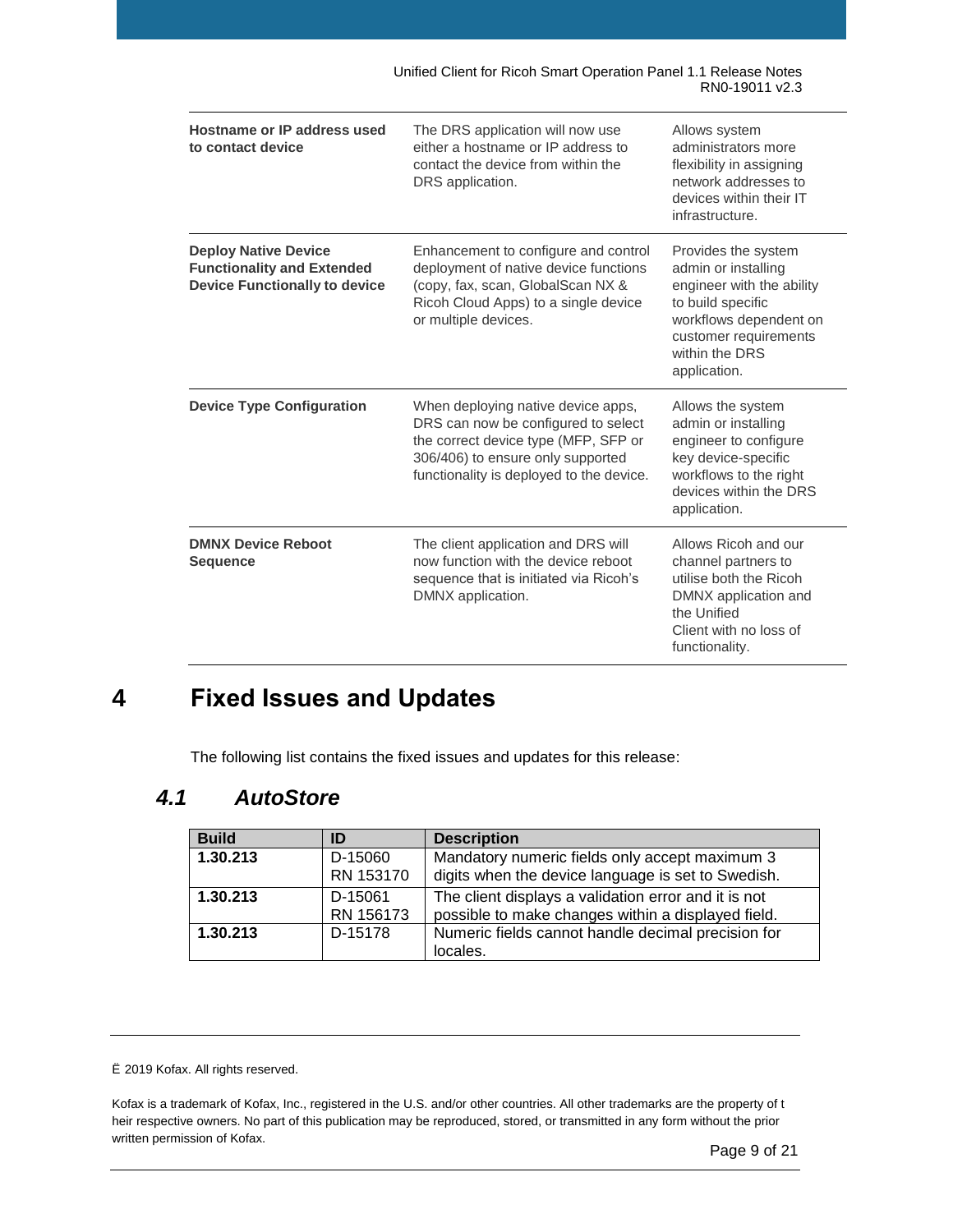| | | |
|---|---|---|
| **Hostname or IP address used to contact device** | The DRS application will now use either a hostname or IP address to contact the device from within the DRS application. | Allows system administrators more flexibility in assigning network addresses to devices within their IT infrastructure. |
| **Deploy Native Device Functionality and Extended Device Functionally to device** | Enhancement to configure and control deployment of native device functions (copy, fax, scan, GlobalScan NX & Ricoh Cloud Apps) to a single device or multiple devices. | Provides the system admin or installing engineer with the ability to build specific workflows dependent on customer requirements within the DRS application. |
| **Device Type Configuration** | When deploying native device apps, DRS can now be configured to select the correct device type (MFP, SFP or 306/406) to ensure only supported functionality is deployed to the device. | Allows the system admin or installing engineer to configure key device-specific workflows to the right devices within the DRS application. |
| **DMNX Device Reboot Sequence** | The client application and DRS will now function with the device reboot sequence that is initiated via Ricoh's DMNX application. | Allows Ricoh and our channel partners to utilise both the Ricoh DMNX application and the Unified Client with no loss of functionality. |

# 4 Fixed Issues and Updates

The following list contains the fixed issues and updates for this release:

## *4.1 AutoStore*

| Build | ID | Description |
|---|---|---|
| **1.30.213** | D-15060<br>RN 153170 | Mandatory numeric fields only accept maximum 3 digits when the device language is set to Swedish. |
| **1.30.213** | D-15061<br>RN 156173 | The client displays a validation error and it is not possible to make changes within a displayed field. |
| **1.30.213** | D-15178 | Numeric fields cannot handle decimal precision for locales. |

Ë 2019 Kofax. All rights reserved.

Kofax is a trademark of Kofax, Inc., registered in the U.S. and/or other countries. All other trademarks are the property of t heir respective owners. No part of this publication may be reproduced, stored, or transmitted in any form without the prior written permission of Kofax.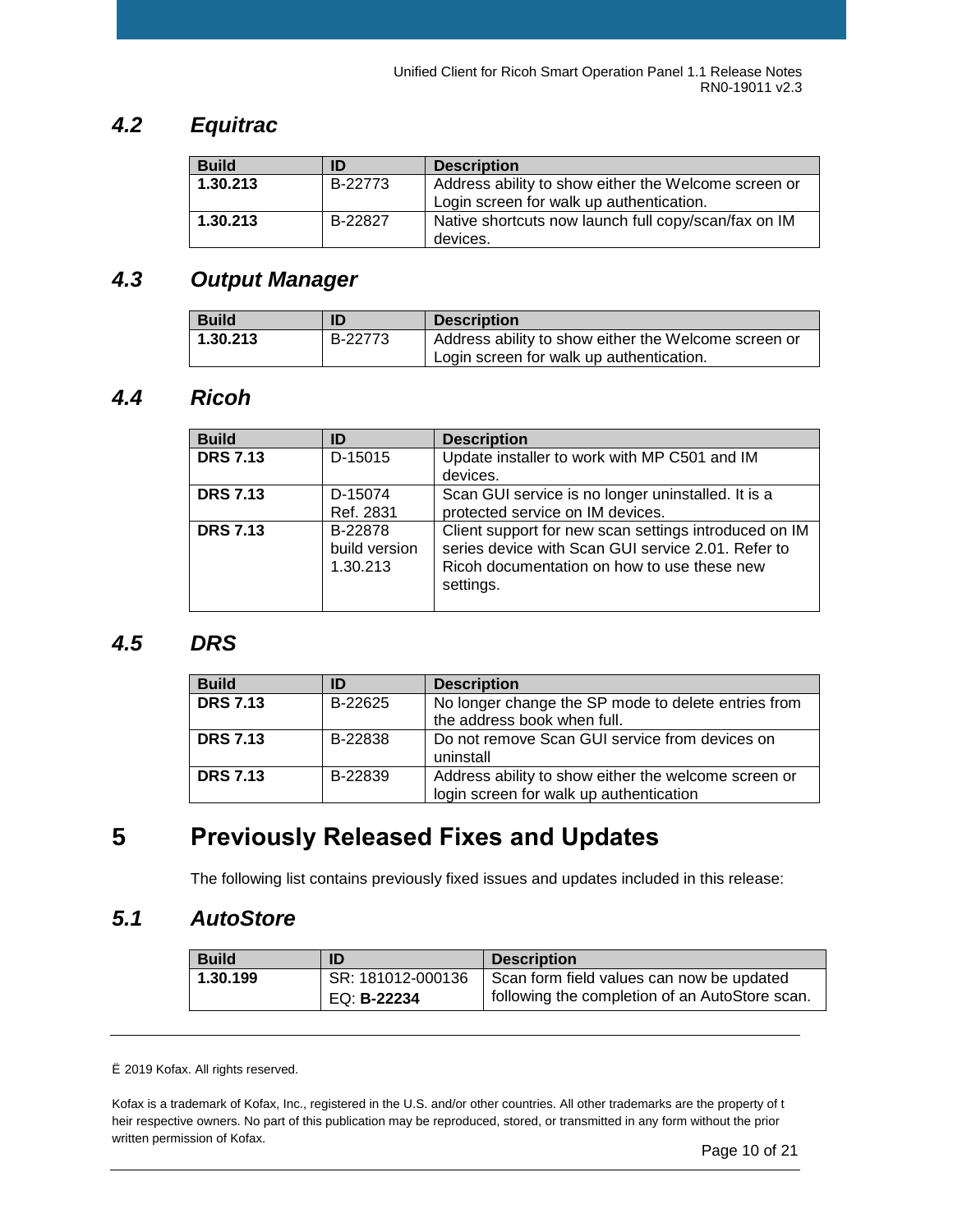## 4.2 Equitrac

| Build | ID | Description |
|---|---|---|
| **1.30.213** | B-22773 | Address ability to show either the Welcome screen or Login screen for walk up authentication. |
| **1.30.213** | B-22827 | Native shortcuts now launch full copy/scan/fax on IM devices. |

## 4.3 Output Manager

| Build | ID | Description |
|---|---|---|
| **1.30.213** | B-22773 | Address ability to show either the Welcome screen or Login screen for walk up authentication. |

## 4.4 Ricoh

| Build | ID | Description |
|---|---|---|
| **DRS 7.13** | D-15015 | Update installer to work with MP C501 and IM devices. |
| **DRS 7.13** | D-15074 Ref. 2831 | Scan GUI service is no longer uninstalled. It is a protected service on IM devices. |
| **DRS 7.13** | B-22878 build version 1.30.213 | Client support for new scan settings introduced on IM series device with Scan GUI service 2.01. Refer to Ricoh documentation on how to use these new settings. |

## 4.5 DRS

| Build | ID | Description |
|---|---|---|
| **DRS 7.13** | B-22625 | No longer change the SP mode to delete entries from the address book when full. |
| **DRS 7.13** | B-22838 | Do not remove Scan GUI service from devices on uninstall |
| **DRS 7.13** | B-22839 | Address ability to show either the welcome screen or login screen for walk up authentication |

# 5 Previously Released Fixes and Updates

The following list contains previously fixed issues and updates included in this release:

## 5.1 AutoStore

| Build | ID | Description |
|---|---|---|
| **1.30.199** | SR: 181012-000136 EQ: **B-22234** | Scan form field values can now be updated following the completion of an AutoStore scan. |

Ë 2019 Kofax. All rights reserved.

Kofax is a trademark of Kofax, Inc., registered in the U.S. and/or other countries. All other trademarks are the property of t heir respective owners. No part of this publication may be reproduced, stored, or transmitted in any form without the prior written permission of Kofax.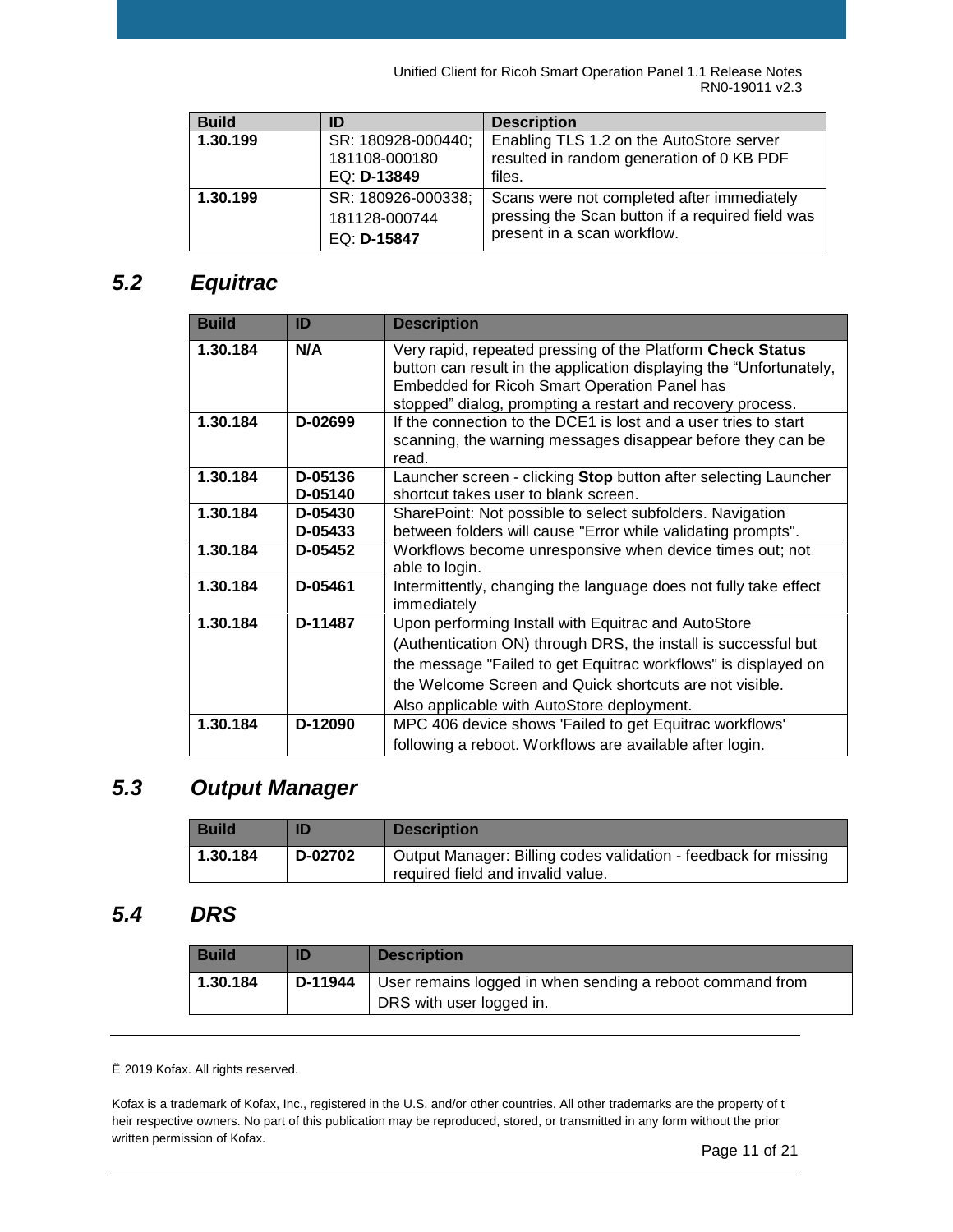| Build | ID | Description |
| --- | --- | --- |
| **1.30.199** | SR: 180928-000440; 181108-000180 EQ: **D-13849** | Enabling TLS 1.2 on the AutoStore server resulted in random generation of 0 KB PDF files. |
| **1.30.199** | SR: 180926-000338; 181128-000744 EQ: **D-15847** | Scans were not completed after immediately pressing the Scan button if a required field was present in a scan workflow. |

## *5.2 Equitrac*

| Build | ID | Description |
| --- | --- | --- |
| **1.30.184** | **N/A** | Very rapid, repeated pressing of the Platform **Check Status** button can result in the application displaying the “Unfortunately, Embedded for Ricoh Smart Operation Panel has stopped” dialog, prompting a restart and recovery process. |
| **1.30.184** | **D-02699** | If the connection to the DCE1 is lost and a user tries to start scanning, the warning messages disappear before they can be read. |
| **1.30.184** | **D-05136 D-05140** | Launcher screen - clicking **Stop** button after selecting Launcher shortcut takes user to blank screen. |
| **1.30.184** | **D-05430 D-05433** | SharePoint: Not possible to select subfolders. Navigation between folders will cause "Error while validating prompts". |
| **1.30.184** | **D-05452** | Workflows become unresponsive when device times out; not able to login. |
| **1.30.184** | **D-05461** | Intermittently, changing the language does not fully take effect immediately |
| **1.30.184** | **D-11487** | Upon performing Install with Equitrac and AutoStore (Authentication ON) through DRS, the install is successful but the message "Failed to get Equitrac workflows" is displayed on the Welcome Screen and Quick shortcuts are not visible. Also applicable with AutoStore deployment. |
| **1.30.184** | **D-12090** | MPC 406 device shows 'Failed to get Equitrac workflows' following a reboot. Workflows are available after login. |

## *5.3 Output Manager*

| Build | ID | Description |
| --- | --- | --- |
| **1.30.184** | **D-02702** | Output Manager: Billing codes validation - feedback for missing required field and invalid value. |

## *5.4 DRS*

| Build | ID | Description |
| --- | --- | --- |
| **1.30.184** | **D-11944** | User remains logged in when sending a reboot command from DRS with user logged in. |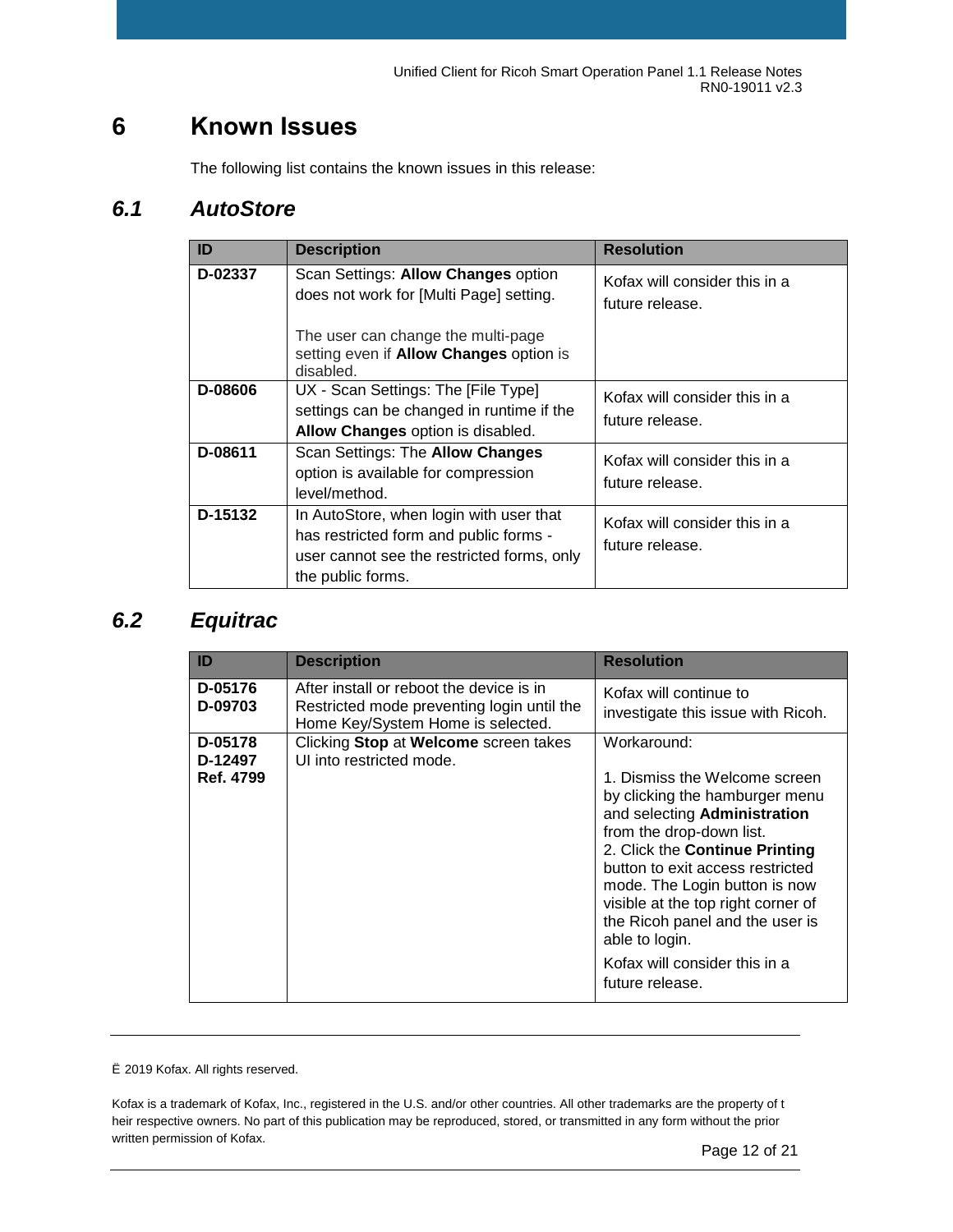# 6 Known Issues

The following list contains the known issues in this release:

## 6.1 AutoStore

| ID | Description | Resolution |
|---|---|---|
| **D-02337** | Scan Settings: **Allow Changes** option does not work for [Multi Page] setting.<br><br>The user can change the multi-page setting even if **Allow Changes** option is disabled. | Kofax will consider this in a future release. |
| **D-08606** | UX - Scan Settings: The [File Type] settings can be changed in runtime if the **Allow Changes** option is disabled. | Kofax will consider this in a future release. |
| **D-08611** | Scan Settings: The **Allow Changes** option is available for compression level/method. | Kofax will consider this in a future release. |
| **D-15132** | In AutoStore, when login with user that has restricted form and public forms - user cannot see the restricted forms, only the public forms. | Kofax will consider this in a future release. |

## 6.2 Equitrac

| ID | Description | Resolution |
|---|---|---|
| **D-05176**<br>**D-09703** | After install or reboot the device is in Restricted mode preventing login until the Home Key/System Home is selected. | Kofax will continue to investigate this issue with Ricoh. |
| **D-05178**<br>**D-12497**<br>**Ref. 4799** | Clicking **Stop** at **Welcome** screen takes UI into restricted mode. | Workaround:<br><br>1. Dismiss the Welcome screen by clicking the hamburger menu and selecting **Administration** from the drop-down list.<br>2. Click the **Continue Printing** button to exit access restricted mode. The Login button is now visible at the top right corner of the Ricoh panel and the user is able to login.<br><br>Kofax will consider this in a future release. |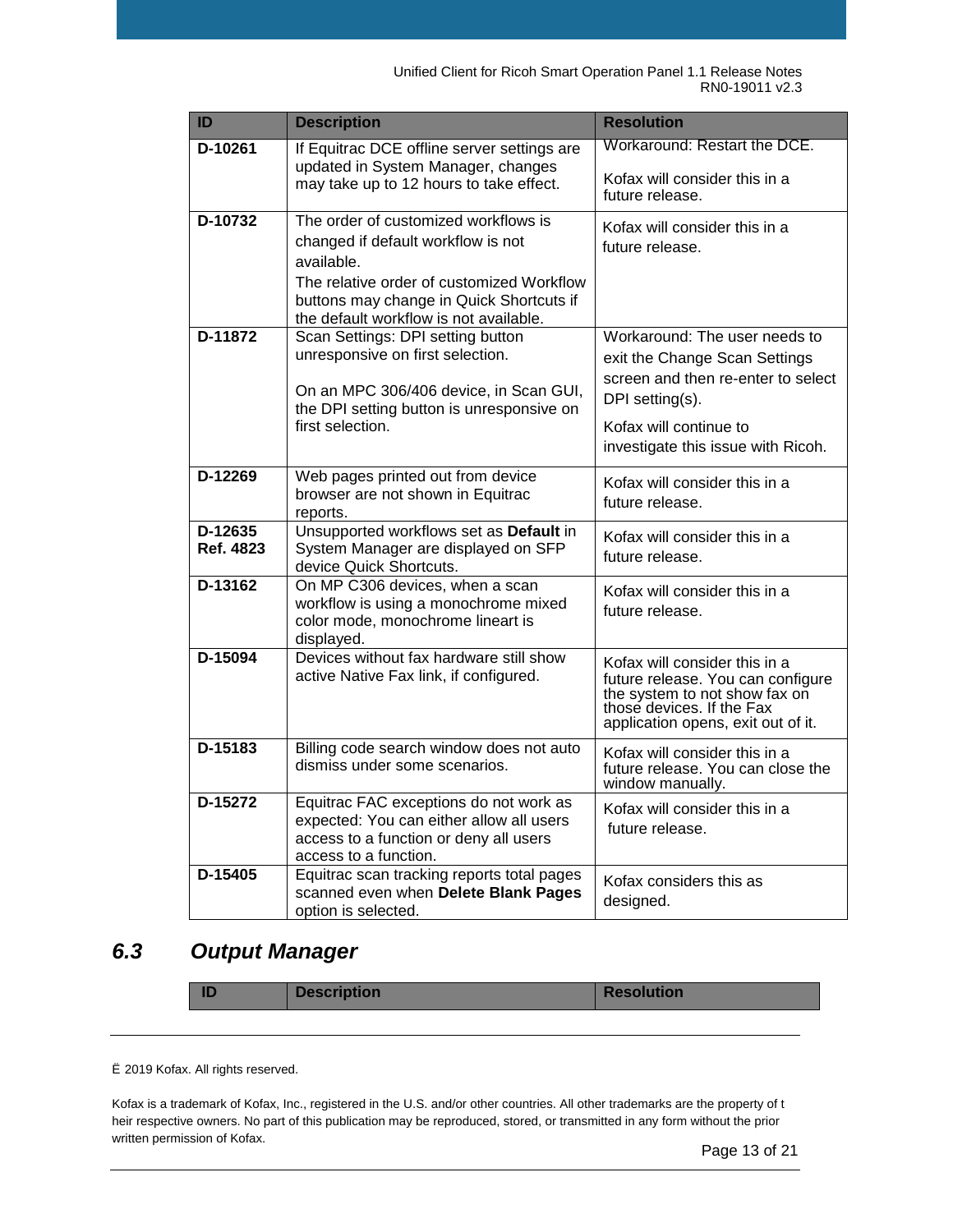| ID | Description | Resolution |
| --- | --- | --- |
| **D-10261** | If Equitrac DCE offline server settings are updated in System Manager, changes may take up to 12 hours to take effect. | Workaround: Restart the DCE.<br><br>Kofax will consider this in a future release. |
| **D-10732** | The order of customized workflows is changed if default workflow is not available.<br>The relative order of customized Workflow buttons may change in Quick Shortcuts if the default workflow is not available. | Kofax will consider this in a future release. |
| **D-11872** | Scan Settings: DPI setting button unresponsive on first selection.<br><br>On an MPC 306/406 device, in Scan GUI, the DPI setting button is unresponsive on first selection. | Workaround: The user needs to exit the Change Scan Settings screen and then re-enter to select DPI setting(s).<br>Kofax will continue to investigate this issue with Ricoh. |
| **D-12269** | Web pages printed out from device browser are not shown in Equitrac reports. | Kofax will consider this in a future release. |
| **D-12635 Ref. 4823** | Unsupported workflows set as **Default** in System Manager are displayed on SFP device Quick Shortcuts. | Kofax will consider this in a future release. |
| **D-13162** | On MP C306 devices, when a scan workflow is using a monochrome mixed color mode, monochrome lineart is displayed. | Kofax will consider this in a future release. |
| **D-15094** | Devices without fax hardware still show active Native Fax link, if configured. | Kofax will consider this in a future release. You can configure the system to not show fax on those devices. If the Fax application opens, exit out of it. |
| **D-15183** | Billing code search window does not auto dismiss under some scenarios. | Kofax will consider this in a future release. You can close the window manually. |
| **D-15272** | Equitrac FAC exceptions do not work as expected: You can either allow all users access to a function or deny all users access to a function. | Kofax will consider this in a future release. |
| **D-15405** | Equitrac scan tracking reports total pages scanned even when **Delete Blank Pages** option is selected. | Kofax considers this as designed. |

## *6.3 Output Manager*

| ID | Description | Resolution |
| --- | --- | --- |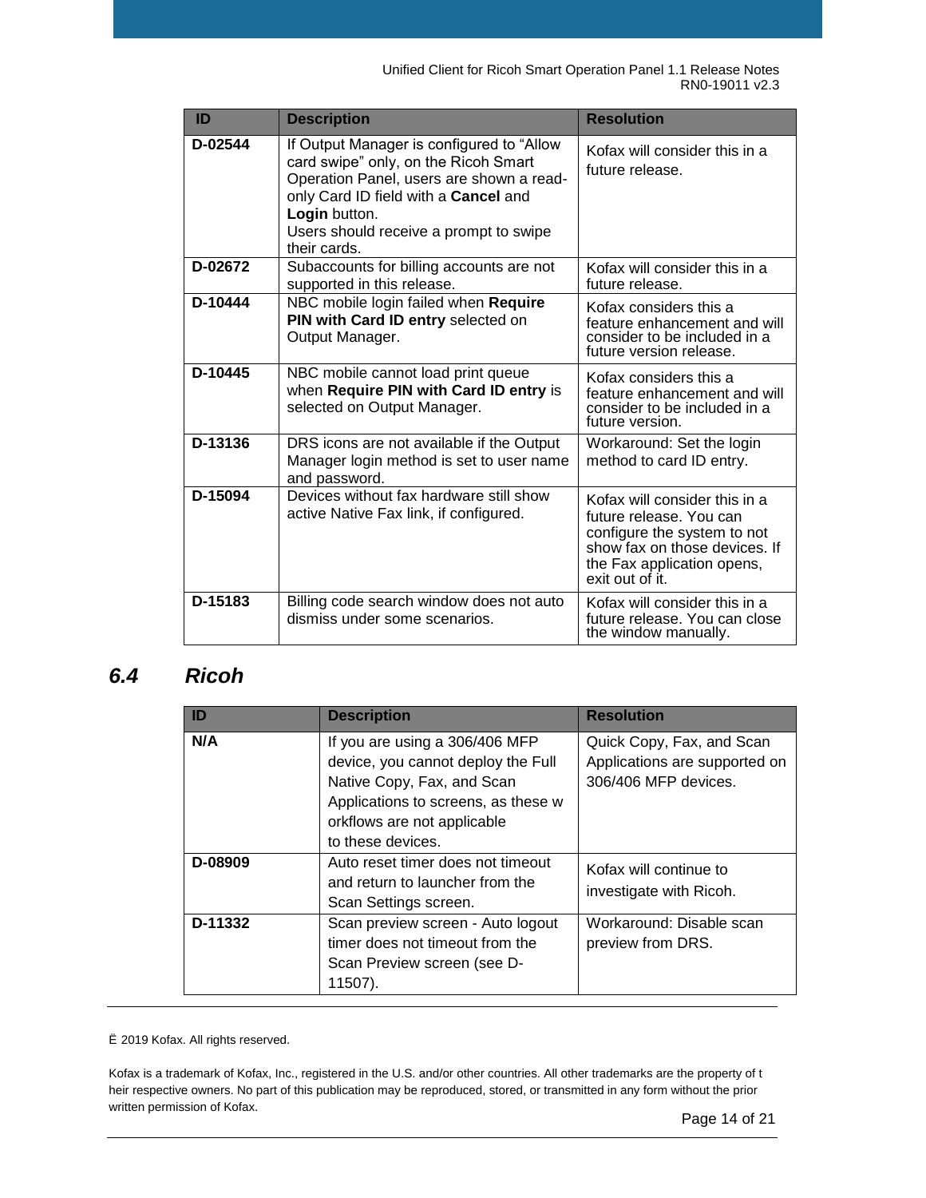| ID | Description | Resolution |
| --- | --- | --- |
| **D-02544** | If Output Manager is configured to “Allow card swipe” only, on the Ricoh Smart Operation Panel, users are shown a read-only Card ID field with a **Cancel** and **Login** button. Users should receive a prompt to swipe their cards. | Kofax will consider this in a future release. |
| **D-02672** | Subaccounts for billing accounts are not supported in this release. | Kofax will consider this in a future release. |
| **D-10444** | NBC mobile login failed when **Require PIN with Card ID entry** selected on Output Manager. | Kofax considers this a feature enhancement and will consider to be included in a future version release. |
| **D-10445** | NBC mobile cannot load print queue when **Require PIN with Card ID entry** is selected on Output Manager. | Kofax considers this a feature enhancement and will consider to be included in a future version. |
| **D-13136** | DRS icons are not available if the Output Manager login method is set to user name and password. | Workaround: Set the login method to card ID entry. |
| **D-15094** | Devices without fax hardware still show active Native Fax link, if configured. | Kofax will consider this in a future release. You can configure the system to not show fax on those devices. If the Fax application opens, exit out of it. |
| **D-15183** | Billing code search window does not auto dismiss under some scenarios. | Kofax will consider this in a future release. You can close the window manually. |

## *6.4 Ricoh*

| ID | Description | Resolution |
| --- | --- | --- |
| **N/A** | If you are using a 306/406 MFP device, you cannot deploy the Full Native Copy, Fax, and Scan Applications to screens, as these workflows are not applicable to these devices. | Quick Copy, Fax, and Scan Applications are supported on 306/406 MFP devices. |
| **D-08909** | Auto reset timer does not timeout and return to launcher from the Scan Settings screen. | Kofax will continue to investigate with Ricoh. |
| **D-11332** | Scan preview screen - Auto logout timer does not timeout from the Scan Preview screen (see D-11507). | Workaround: Disable scan preview from DRS. |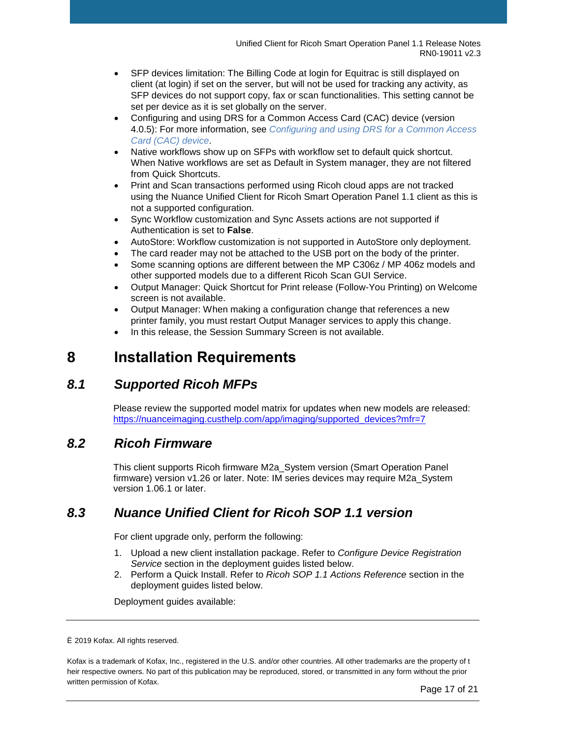- SFP devices limitation: The Billing Code at login for Equitrac is still displayed on client (at login) if set on the server, but will not be used for tracking any activity, as SFP devices do not support copy, fax or scan functionalities. This setting cannot be set per device as it is set globally on the server.
- Configuring and using DRS for a Common Access Card (CAC) device (version 4.0.5): For more information, see *Configuring and using DRS for a Common Access Card (CAC) device*.
- Native workflows show up on SFPs with workflow set to default quick shortcut. When Native workflows are set as Default in System manager, they are not filtered from Quick Shortcuts.
- Print and Scan transactions performed using Ricoh cloud apps are not tracked using the Nuance Unified Client for Ricoh Smart Operation Panel 1.1 client as this is not a supported configuration.
- Sync Workflow customization and Sync Assets actions are not supported if Authentication is set to **False**.
- AutoStore: Workflow customization is not supported in AutoStore only deployment.
- The card reader may not be attached to the USB port on the body of the printer.
- Some scanning options are different between the MP C306z / MP 406z models and other supported models due to a different Ricoh Scan GUI Service.
- Output Manager: Quick Shortcut for Print release (Follow-You Printing) on Welcome screen is not available.
- Output Manager: When making a configuration change that references a new printer family, you must restart Output Manager services to apply this change.
- In this release, the Session Summary Screen is not available.

# 8 Installation Requirements

## *8.1 Supported Ricoh MFPs*

Please review the supported model matrix for updates when new models are released: https://nuanceimaging.custhelp.com/app/imaging/supported_devices?mfr=7

## *8.2 Ricoh Firmware*

This client supports Ricoh firmware M2a_System version (Smart Operation Panel firmware) version v1.26 or later. Note: IM series devices may require M2a_System version 1.06.1 or later.

## *8.3 Nuance Unified Client for Ricoh SOP 1.1 version*

For client upgrade only, perform the following:

1. Upload a new client installation package. Refer to *Configure Device Registration Service* section in the deployment guides listed below.
2. Perform a Quick Install. Refer to *Ricoh SOP 1.1 Actions Reference* section in the deployment guides listed below.

Deployment guides available: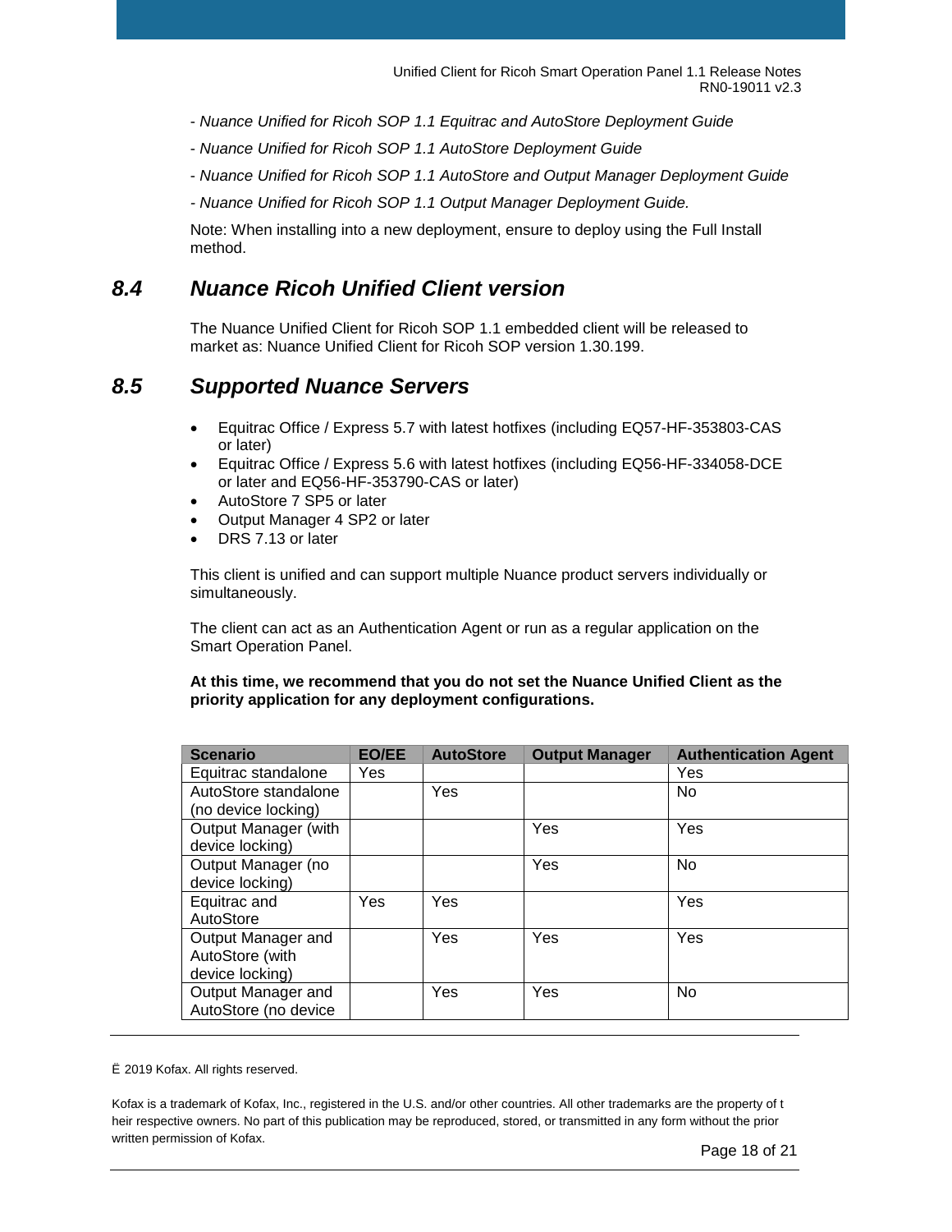- *Nuance Unified for Ricoh SOP 1.1 Equitrac and AutoStore Deployment Guide*

- *Nuance Unified for Ricoh SOP 1.1 AutoStore Deployment Guide*

- *Nuance Unified for Ricoh SOP 1.1 AutoStore and Output Manager Deployment Guide*

*- Nuance Unified for Ricoh SOP 1.1 Output Manager Deployment Guide.*

Note: When installing into a new deployment, ensure to deploy using the Full Install method.

## *8.4 Nuance Ricoh Unified Client version*

The Nuance Unified Client for Ricoh SOP 1.1 embedded client will be released to market as: Nuance Unified Client for Ricoh SOP version 1.30.199.

## *8.5 Supported Nuance Servers*

- Equitrac Office / Express 5.7 with latest hotfixes (including EQ57-HF-353803-CAS or later)
- Equitrac Office / Express 5.6 with latest hotfixes (including EQ56-HF-334058-DCE or later and EQ56-HF-353790-CAS or later)
- AutoStore 7 SP5 or later
- Output Manager 4 SP2 or later
- DRS 7.13 or later

This client is unified and can support multiple Nuance product servers individually or simultaneously.

The client can act as an Authentication Agent or run as a regular application on the Smart Operation Panel.

**At this time, we recommend that you do not set the Nuance Unified Client as the priority application for any deployment configurations.**

| Scenario | EO/EE | AutoStore | Output Manager | Authentication Agent |
|---|---|---|---|---|
| Equitrac standalone | Yes | | | Yes |
| AutoStore standalone (no device locking) | | Yes | | No |
| Output Manager (with device locking) | | | Yes | Yes |
| Output Manager (no device locking) | | | Yes | No |
| Equitrac and AutoStore | Yes | Yes | | Yes |
| Output Manager and AutoStore (with device locking) | | Yes | Yes | Yes |
| Output Manager and AutoStore (no device | | Yes | Yes | No |

Ë 2019 Kofax. All rights reserved.

Kofax is a trademark of Kofax, Inc., registered in the U.S. and/or other countries. All other trademarks are the property of t heir respective owners. No part of this publication may be reproduced, stored, or transmitted in any form without the prior written permission of Kofax.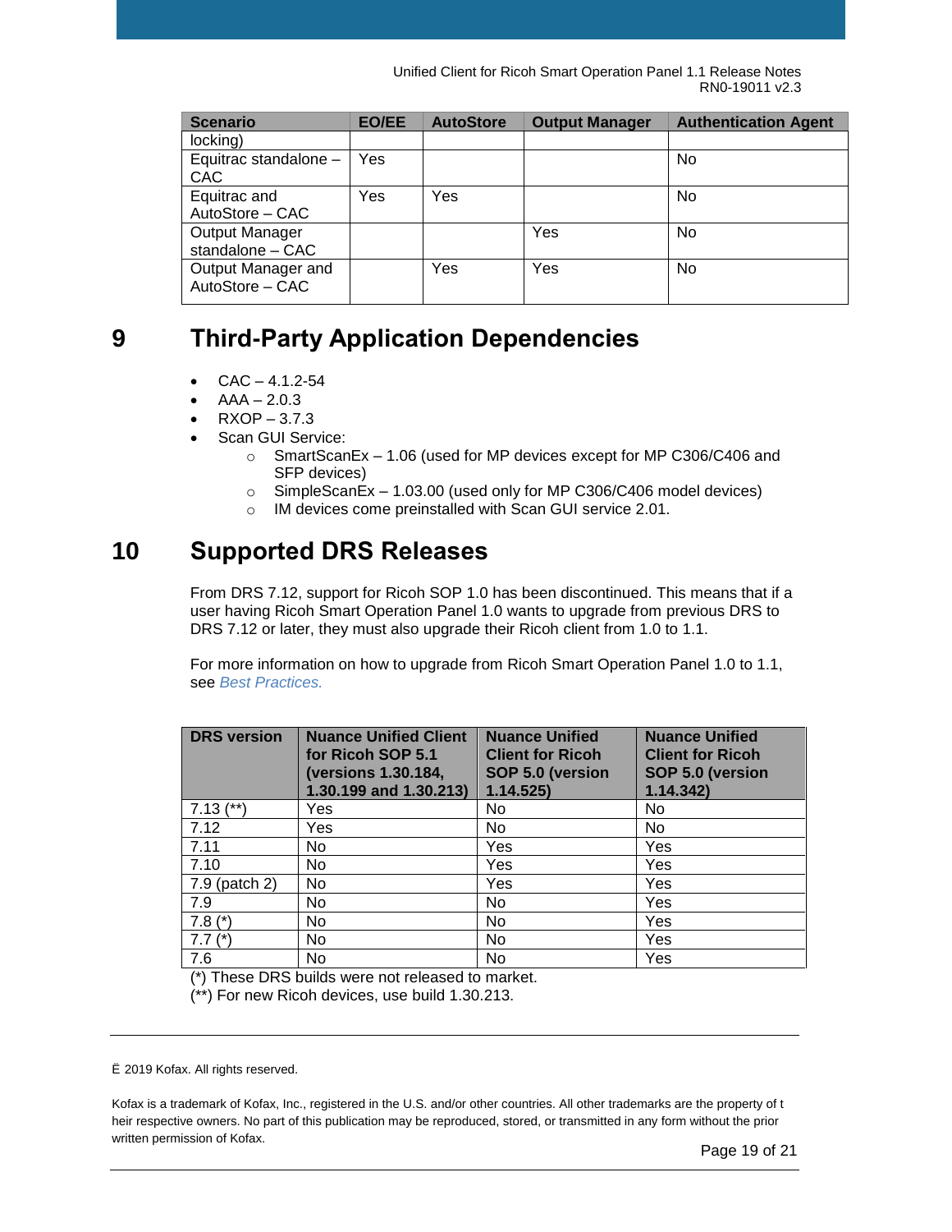| Scenario | EO/EE | AutoStore | Output Manager | Authentication Agent |
|---|---|---|---|---|
| locking) | | | | |
| Equitrac standalone – CAC | Yes | | | No |
| Equitrac and AutoStore – CAC | Yes | Yes | | No |
| Output Manager standalone – CAC | | | Yes | No |
| Output Manager and AutoStore – CAC | | Yes | Yes | No |

# 9 Third-Party Application Dependencies

- CAC – 4.1.2-54
- AAA – 2.0.3
- RXOP – 3.7.3
- Scan GUI Service:
  - SmartScanEx – 1.06 (used for MP devices except for MP C306/C406 and SFP devices)
  - SimpleScanEx – 1.03.00 (used only for MP C306/C406 model devices)
  - IM devices come preinstalled with Scan GUI service 2.01.

# 10 Supported DRS Releases

From DRS 7.12, support for Ricoh SOP 1.0 has been discontinued. This means that if a user having Ricoh Smart Operation Panel 1.0 wants to upgrade from previous DRS to DRS 7.12 or later, they must also upgrade their Ricoh client from 1.0 to 1.1.

For more information on how to upgrade from Ricoh Smart Operation Panel 1.0 to 1.1, see *Best Practices.*

| DRS version | Nuance Unified Client for Ricoh SOP 5.1 (versions 1.30.184, 1.30.199 and 1.30.213) | Nuance Unified Client for Ricoh SOP 5.0 (version 1.14.525) | Nuance Unified Client for Ricoh SOP 5.0 (version 1.14.342) |
|---|---|---|---|
| 7.13 (**) | Yes | No | No |
| 7.12 | Yes | No | No |
| 7.11 | No | Yes | Yes |
| 7.10 | No | Yes | Yes |
| 7.9 (patch 2) | No | Yes | Yes |
| 7.9 | No | No | Yes |
| 7.8 (*) | No | No | Yes |
| 7.7 (*) | No | No | Yes |
| 7.6 | No | No | Yes |

(*) These DRS builds were not released to market.

(**) For new Ricoh devices, use build 1.30.213.

Ë 2019 Kofax. All rights reserved.

Kofax is a trademark of Kofax, Inc., registered in the U.S. and/or other countries. All other trademarks are the property of t heir respective owners. No part of this publication may be reproduced, stored, or transmitted in any form without the prior written permission of Kofax.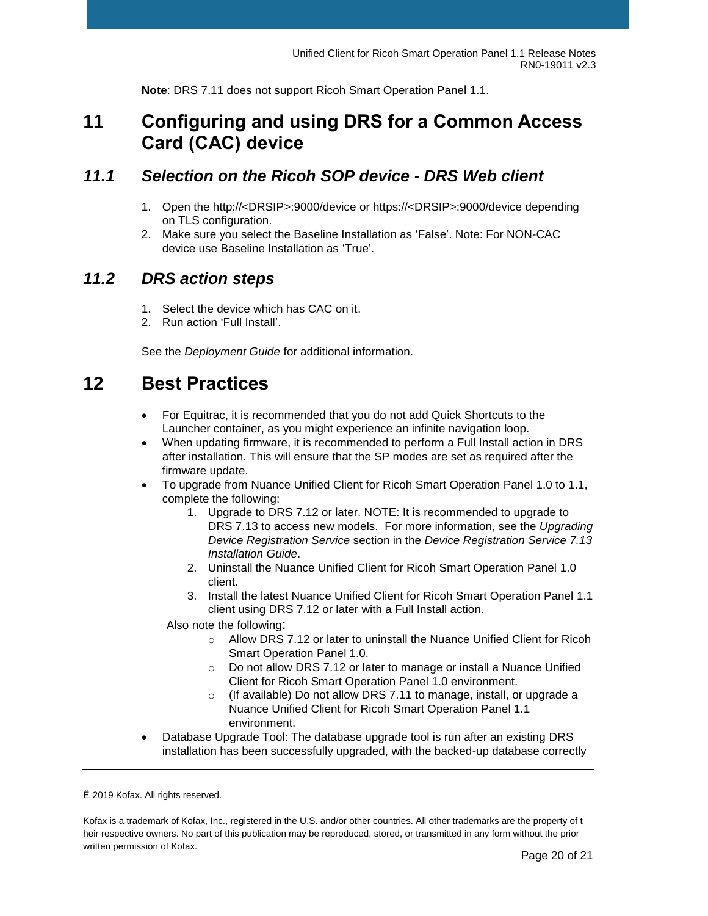**Note**: DRS 7.11 does not support Ricoh Smart Operation Panel 1.1.

# 11 Configuring and using DRS for a Common Access Card (CAC) device

## *11.1 Selection on the Ricoh SOP device - DRS Web client*

1. Open the http://<DRSIP>:9000/device or https://<DRSIP>:9000/device depending on TLS configuration.
2. Make sure you select the Baseline Installation as 'False'. Note: For NON-CAC device use Baseline Installation as 'True'.

## *11.2 DRS action steps*

1. Select the device which has CAC on it.
2. Run action 'Full Install'.

See the *Deployment Guide* for additional information.

# 12 Best Practices

- For Equitrac, it is recommended that you do not add Quick Shortcuts to the Launcher container, as you might experience an infinite navigation loop.
- When updating firmware, it is recommended to perform a Full Install action in DRS after installation. This will ensure that the SP modes are set as required after the firmware update.
- To upgrade from Nuance Unified Client for Ricoh Smart Operation Panel 1.0 to 1.1, complete the following:
  1. Upgrade to DRS 7.12 or later. NOTE: It is recommended to upgrade to DRS 7.13 to access new models. For more information, see the *Upgrading Device Registration Service* section in the *Device Registration Service 7.13 Installation Guide*.
  2. Uninstall the Nuance Unified Client for Ricoh Smart Operation Panel 1.0 client.
  3. Install the latest Nuance Unified Client for Ricoh Smart Operation Panel 1.1 client using DRS 7.12 or later with a Full Install action.

  Also note the following:
    - Allow DRS 7.12 or later to uninstall the Nuance Unified Client for Ricoh Smart Operation Panel 1.0.
    - Do not allow DRS 7.12 or later to manage or install a Nuance Unified Client for Ricoh Smart Operation Panel 1.0 environment.
    - (If available) Do not allow DRS 7.11 to manage, install, or upgrade a Nuance Unified Client for Ricoh Smart Operation Panel 1.1 environment.
- Database Upgrade Tool: The database upgrade tool is run after an existing DRS installation has been successfully upgraded, with the backed-up database correctly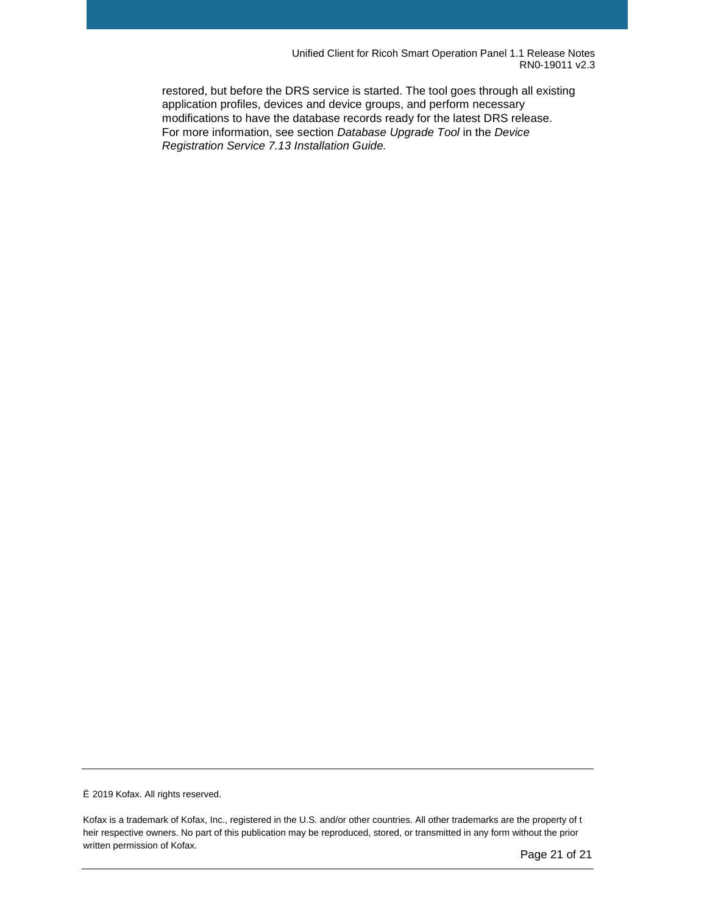restored, but before the DRS service is started. The tool goes through all existing application profiles, devices and device groups, and perform necessary modifications to have the database records ready for the latest DRS release.
For more information, see section *Database Upgrade Tool* in the *Device Registration Service 7.13 Installation Guide.*

Ë 2019 Kofax. All rights reserved.

Kofax is a trademark of Kofax, Inc., registered in the U.S. and/or other countries. All other trademarks are the property of t heir respective owners. No part of this publication may be reproduced, stored, or transmitted in any form without the prior written permission of Kofax.